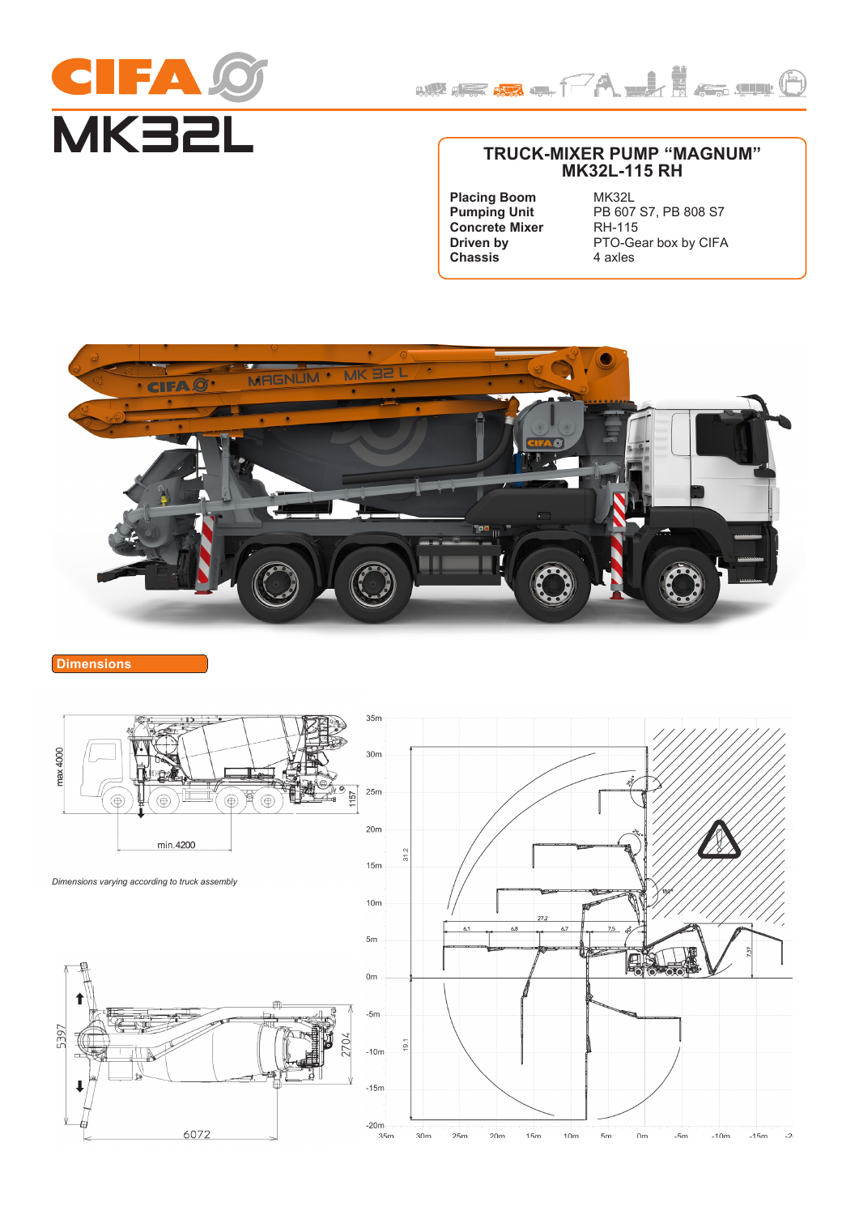# CIFA

# MK32L

## TRUCK-MIXER PUMP "MAGNUM" MK32L-115 RH

| | |
|---|---|
| **Placing Boom** | MK32L |
| **Pumping Unit** | PB 607 S7, PB 808 S7 |
| **Concrete Mixer** | RH-115 |
| **Driven by** | PTO-Gear box by CIFA |
| **Chassis** | 4 axles |

## Dimensions

max 4000

min.4200

1157

*Dimensions varying according to truck assembly*

5397

2704

6072

35m 30m 25m 20m 15m 10m 5m 0m -5m -10m -15m -20m

31.2

19.1

27.2

6.1 6.8 6.7 7.5

7.37

180°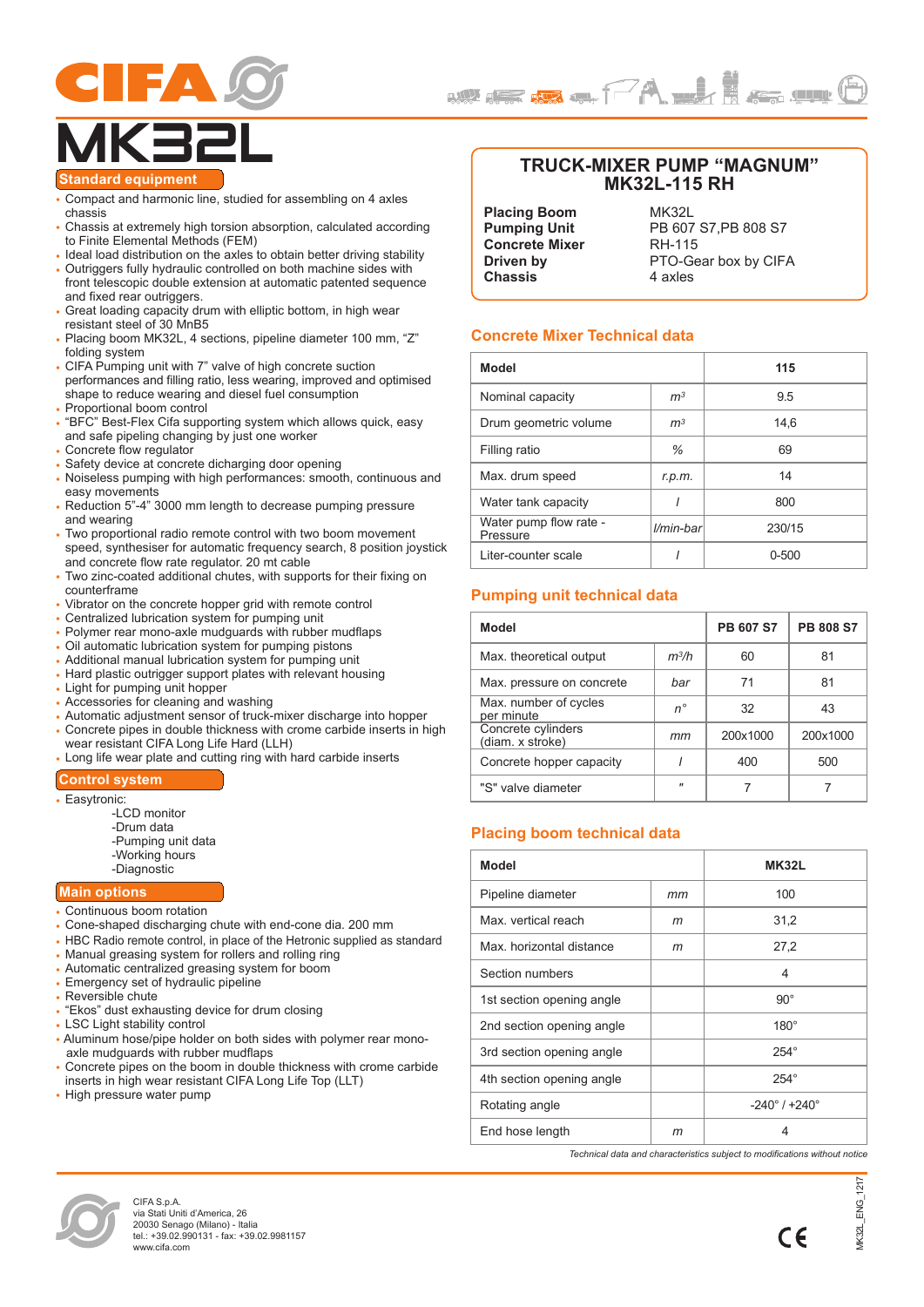# CIFA

# MK32L

## Standard equipment

- Compact and harmonic line, studied for assembling on 4 axles chassis
- Chassis at extremely high torsion absorption, calculated according to Finite Elemental Methods (FEM)
- Ideal load distribution on the axles to obtain better driving stability
- Outriggers fully hydraulic controlled on both machine sides with front telescopic double extension at automatic patented sequence and fixed rear outriggers.
- Great loading capacity drum with elliptic bottom, in high wear resistant steel of 30 MnB5
- Placing boom MK32L, 4 sections, pipeline diameter 100 mm, "Z" folding system
- CIFA Pumping unit with 7" valve of high concrete suction performances and filling ratio, less wearing, improved and optimised shape to reduce wearing and diesel fuel consumption
- Proportional boom control
- "BFC" Best-Flex Cifa supporting system which allows quick, easy and safe pipeling changing by just one worker
- Concrete flow regulator
- Safety device at concrete dicharging door opening
- Noiseless pumping with high performances: smooth, continuous and easy movements
- Reduction 5"-4" 3000 mm length to decrease pumping pressure and wearing
- Two proportional radio remote control with two boom movement speed, synthesiser for automatic frequency search, 8 position joystick and concrete flow rate regulator. 20 mt cable
- Two zinc-coated additional chutes, with supports for their fixing on counterframe
- Vibrator on the concrete hopper grid with remote control
- Centralized lubrication system for pumping unit
- Polymer rear mono-axle mudguards with rubber mudflaps
- Oil automatic lubrication system for pumping pistons
- Additional manual lubrication system for pumping unit
- Hard plastic outrigger support plates with relevant housing
- Light for pumping unit hopper
- Accessories for cleaning and washing
- Automatic adjustment sensor of truck-mixer discharge into hopper
- Concrete pipes in double thickness with crome carbide inserts in high wear resistant CIFA Long Life Hard (LLH)
- Long life wear plate and cutting ring with hard carbide inserts

## Control system

- Easytronic:
  - -LCD monitor
  - -Drum data
  - -Pumping unit data
  - -Working hours
  - -Diagnostic

## Main options

- Continuous boom rotation
- Cone-shaped discharging chute with end-cone dia. 200 mm
- HBC Radio remote control, in place of the Hetronic supplied as standard
- Manual greasing system for rollers and rolling ring
- Automatic centralized greasing system for boom
- Emergency set of hydraulic pipeline
- Reversible chute
- "Ekos" dust exhausting device for drum closing
- LSC Light stability control
- Aluminum hose/pipe holder on both sides with polymer rear mono-axle mudguards with rubber mudflaps
- Concrete pipes on the boom in double thickness with crome carbide inserts in high wear resistant CIFA Long Life Top (LLT)
- High pressure water pump

## TRUCK-MIXER PUMP "MAGNUM" MK32L-115 RH

| | |
|---|---|
| **Placing Boom** | MK32L |
| **Pumping Unit** | PB 607 S7,PB 808 S7 |
| **Concrete Mixer** | RH-115 |
| **Driven by** | PTO-Gear box by CIFA |
| **Chassis** | 4 axles |

## Concrete Mixer Technical data

| Model | | 115 |
|---|---|---|
| Nominal capacity | $m^3$ | 9.5 |
| Drum geometric volume | $m^3$ | 14,6 |
| Filling ratio | % | 69 |
| Max. drum speed | r.p.m. | 14 |
| Water tank capacity | l | 800 |
| Water pump flow rate - Pressure | l/min-bar | 230/15 |
| Liter-counter scale | l | 0-500 |

## Pumping unit technical data

| Model | | PB 607 S7 | PB 808 S7 |
|---|---|---|---|
| Max. theoretical output | $m^3/h$ | 60 | 81 |
| Max. pressure on concrete | bar | 71 | 81 |
| Max. number of cycles per minute | n° | 32 | 43 |
| Concrete cylinders (diam. x stroke) | mm | 200x1000 | 200x1000 |
| Concrete hopper capacity | l | 400 | 500 |
| "S" valve diameter | " | 7 | 7 |

## Placing boom technical data

| Model | | MK32L |
|---|---|---|
| Pipeline diameter | mm | 100 |
| Max. vertical reach | m | 31,2 |
| Max. horizontal distance | m | 27,2 |
| Section numbers | | 4 |
| 1st section opening angle | | 90° |
| 2nd section opening angle | | 180° |
| 3rd section opening angle | | 254° |
| 4th section opening angle | | 254° |
| Rotating angle | | -240° / +240° |
| End hose length | m | 4 |

*Technical data and characteristics subject to modifications without notice*

CIFA S.p.A.
via Stati Uniti d'America, 26
20030 Senago (Milano) - Italia
tel.: +39.02.990131 - fax: +39.02.9981157
www.cifa.com

CE

MK32L_ENG_1217